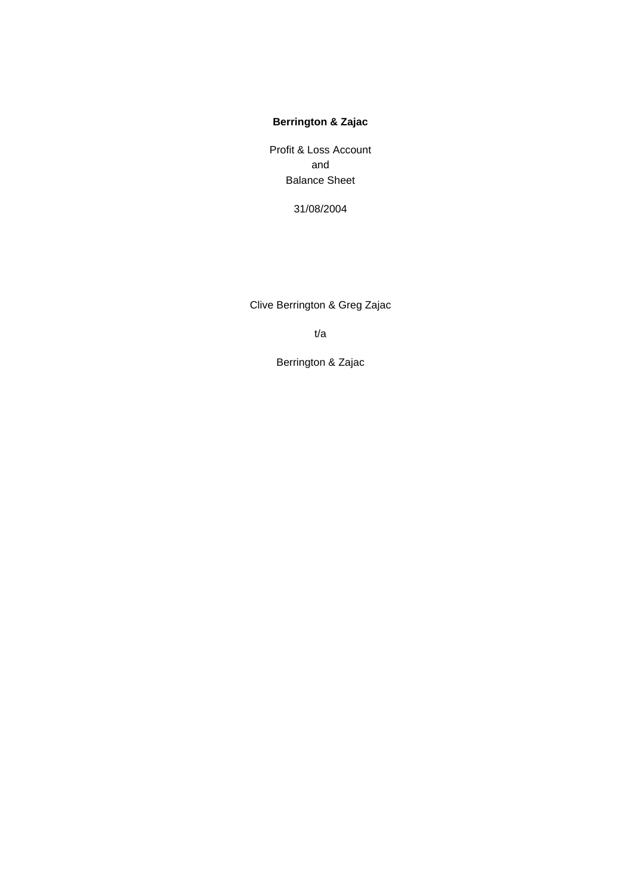**Berrington & Zajac**

Profit & Loss Account
and
Balance Sheet

31/08/2004

Clive Berrington & Greg Zajac

t/a

Berrington & Zajac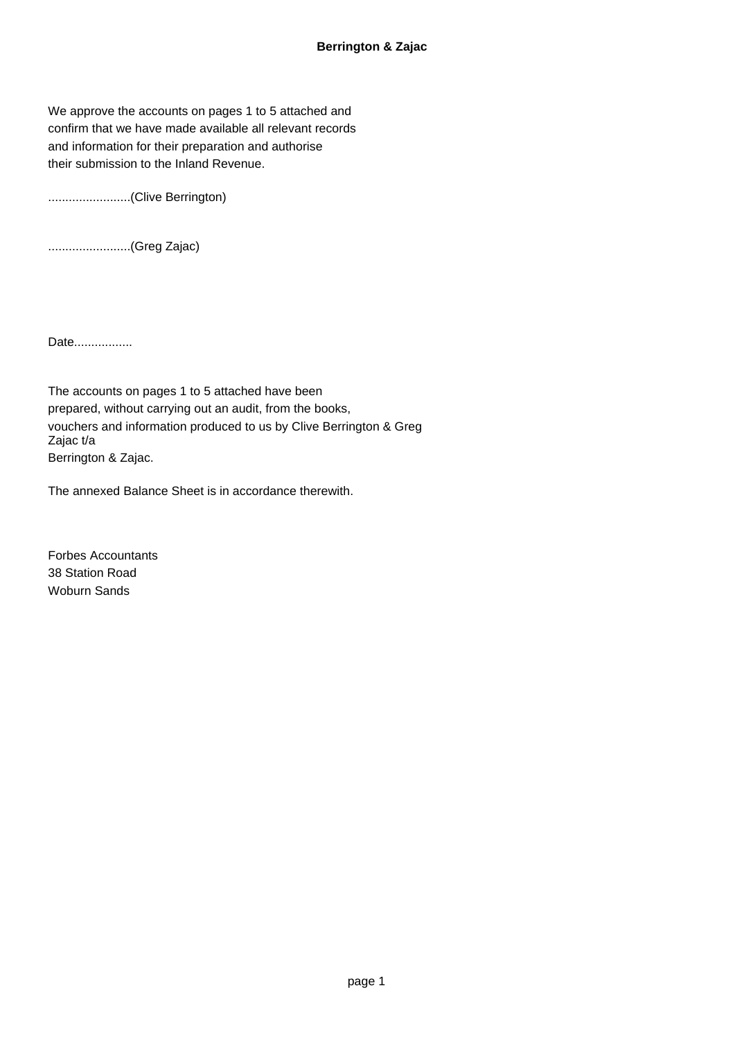**Berrington & Zajac**

We approve the accounts on pages 1 to 5 attached and confirm that we have made available all relevant records and information for their preparation and authorise their submission to the Inland Revenue.

........................(Clive Berrington)

........................(Greg Zajac)

Date.................

The accounts on pages 1 to 5 attached have been prepared, without carrying out an audit, from the books, vouchers and information produced to us by Clive Berrington & Greg Zajac t/a Berrington & Zajac.

The annexed Balance Sheet is in accordance therewith.

Forbes Accountants
38 Station Road
Woburn Sands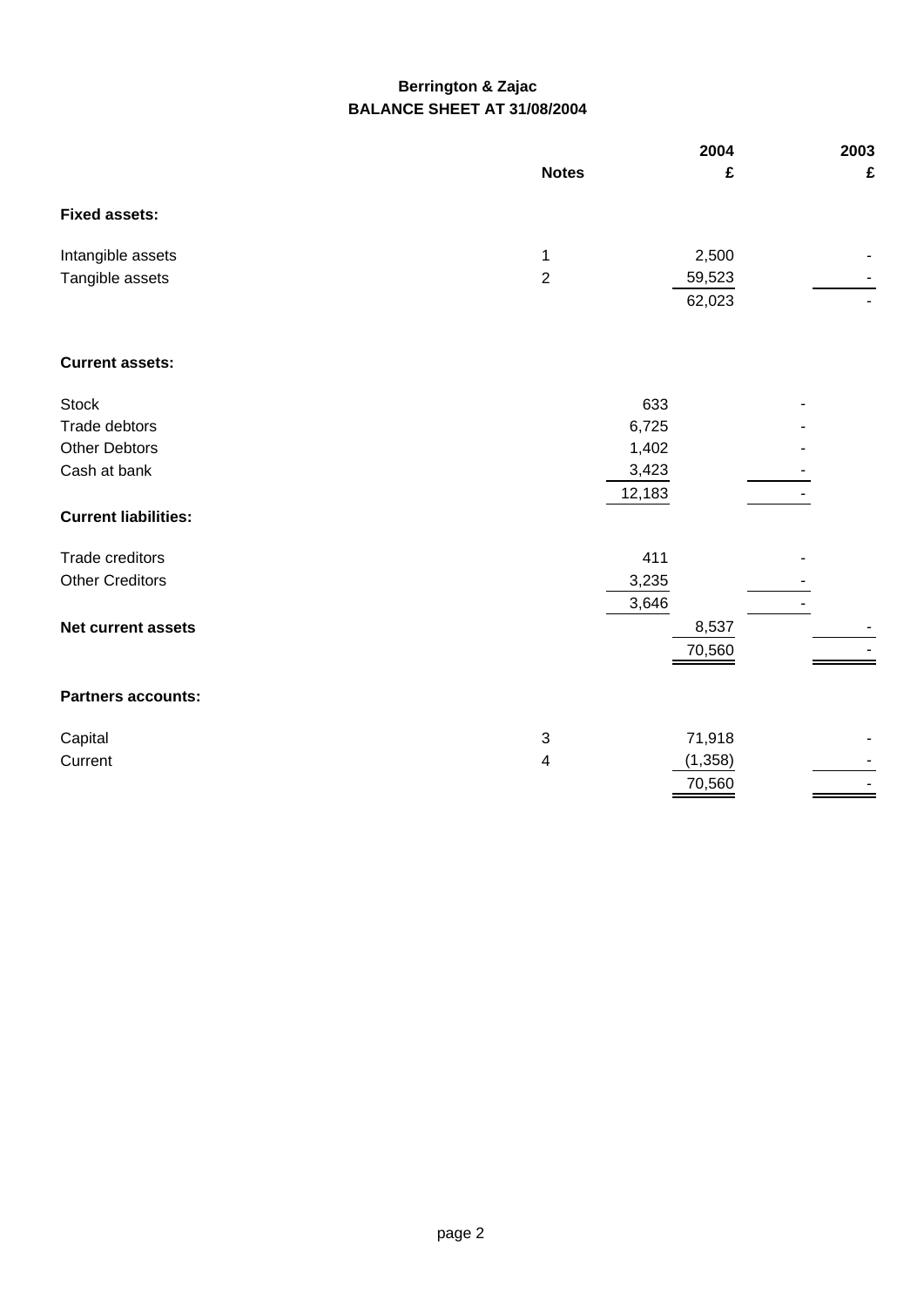# Berrington & Zajac

## BALANCE SHEET AT 31/08/2004

| | Notes | | 2004 £ | | 2003 £ |
|---|---|---|---|---|---|
| **Fixed assets:** | | | | | |
| Intangible assets | 1 | | 2,500 | | - |
| Tangible assets | 2 | | 59,523 | | - |
| | | | 62,023 | | - |
| **Current assets:** | | | | | |
| Stock | | 633 | | - | |
| Trade debtors | | 6,725 | | - | |
| Other Debtors | | 1,402 | | - | |
| Cash at bank | | 3,423 | | - | |
| | | 12,183 | | - | |
| **Current liabilities:** | | | | | |
| Trade creditors | | 411 | | - | |
| Other Creditors | | 3,235 | | - | |
| | | 3,646 | | - | |
| **Net current assets** | | | 8,537 | | - |
| | | | 70,560 | | - |
| **Partners accounts:** | | | | | |
| Capital | 3 | | 71,918 | | - |
| Current | 4 | | (1,358) | | - |
| | | | 70,560 | | - |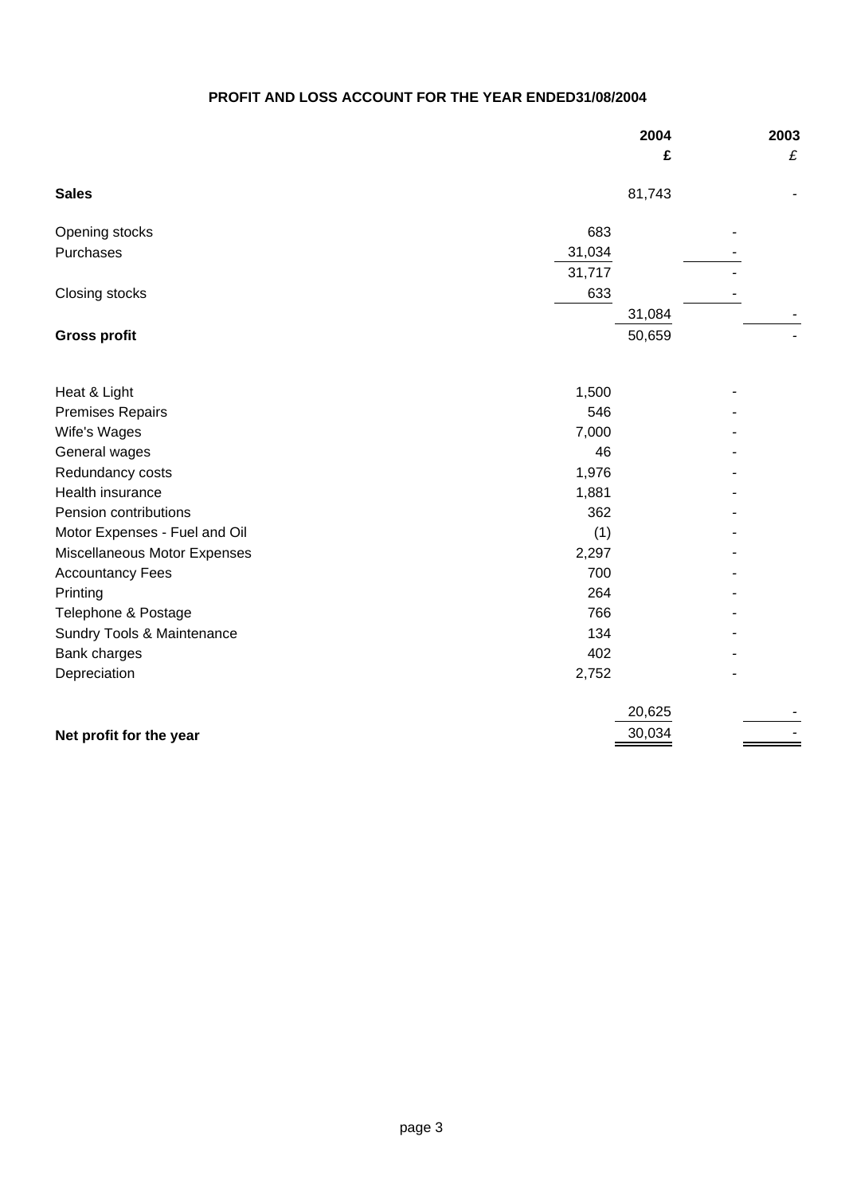# PROFIT AND LOSS ACCOUNT FOR THE YEAR ENDED31/08/2004

| | | 2004 | | 2003 |
|---|---|---|---|---|
| | | £ | | £ |
| **Sales** | | 81,743 | | - |
| Opening stocks | 683 | | - | |
| Purchases | 31,034 | | - | |
| | 31,717 | | - | |
| Closing stocks | 633 | | - | |
| | | 31,084 | | - |
| **Gross profit** | | 50,659 | | - |
| Heat & Light | 1,500 | | - | |
| Premises Repairs | 546 | | - | |
| Wife's Wages | 7,000 | | - | |
| General wages | 46 | | - | |
| Redundancy costs | 1,976 | | - | |
| Health insurance | 1,881 | | - | |
| Pension contributions | 362 | | - | |
| Motor Expenses - Fuel and Oil | (1) | | - | |
| Miscellaneous Motor Expenses | 2,297 | | - | |
| Accountancy Fees | 700 | | - | |
| Printing | 264 | | - | |
| Telephone & Postage | 766 | | - | |
| Sundry Tools & Maintenance | 134 | | - | |
| Bank charges | 402 | | - | |
| Depreciation | 2,752 | | - | |
| | | 20,625 | | - |
| **Net profit for the year** | | 30,034 | | - |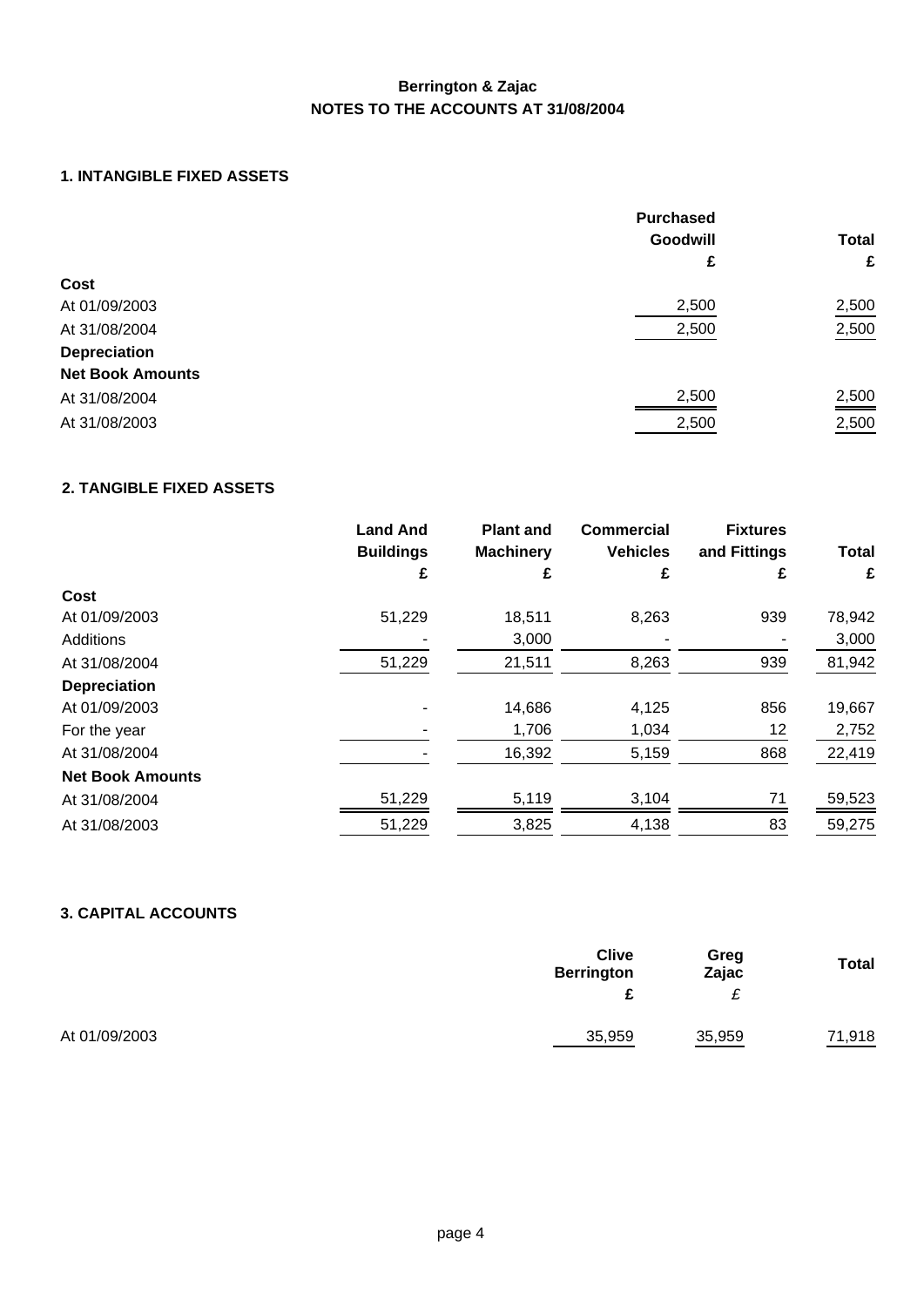**Berrington & Zajac**
**NOTES TO THE ACCOUNTS AT 31/08/2004**

### 1. INTANGIBLE FIXED ASSETS

| | Purchased Goodwill | Total |
|---|---|---|
| | £ | £ |
| **Cost** | | |
| At 01/09/2003 | 2,500 | 2,500 |
| At 31/08/2004 | 2,500 | 2,500 |
| **Depreciation** | | |
| **Net Book Amounts** | | |
| At 31/08/2004 | 2,500 | 2,500 |
| At 31/08/2003 | 2,500 | 2,500 |

### 2. TANGIBLE FIXED ASSETS

| | Land And Buildings | Plant and Machinery | Commercial Vehicles | Fixtures and Fittings | Total |
|---|---|---|---|---|---|
| | £ | £ | £ | £ | £ |
| **Cost** | | | | | |
| At 01/09/2003 | 51,229 | 18,511 | 8,263 | 939 | 78,942 |
| Additions | - | 3,000 | - | - | 3,000 |
| At 31/08/2004 | 51,229 | 21,511 | 8,263 | 939 | 81,942 |
| **Depreciation** | | | | | |
| At 01/09/2003 | - | 14,686 | 4,125 | 856 | 19,667 |
| For the year | - | 1,706 | 1,034 | 12 | 2,752 |
| At 31/08/2004 | - | 16,392 | 5,159 | 868 | 22,419 |
| **Net Book Amounts** | | | | | |
| At 31/08/2004 | 51,229 | 5,119 | 3,104 | 71 | 59,523 |
| At 31/08/2003 | 51,229 | 3,825 | 4,138 | 83 | 59,275 |

### 3. CAPITAL ACCOUNTS

| | Clive Berrington | Greg Zajac | Total |
|---|---|---|---|
| | £ | £ | |
| At 01/09/2003 | 35,959 | 35,959 | 71,918 |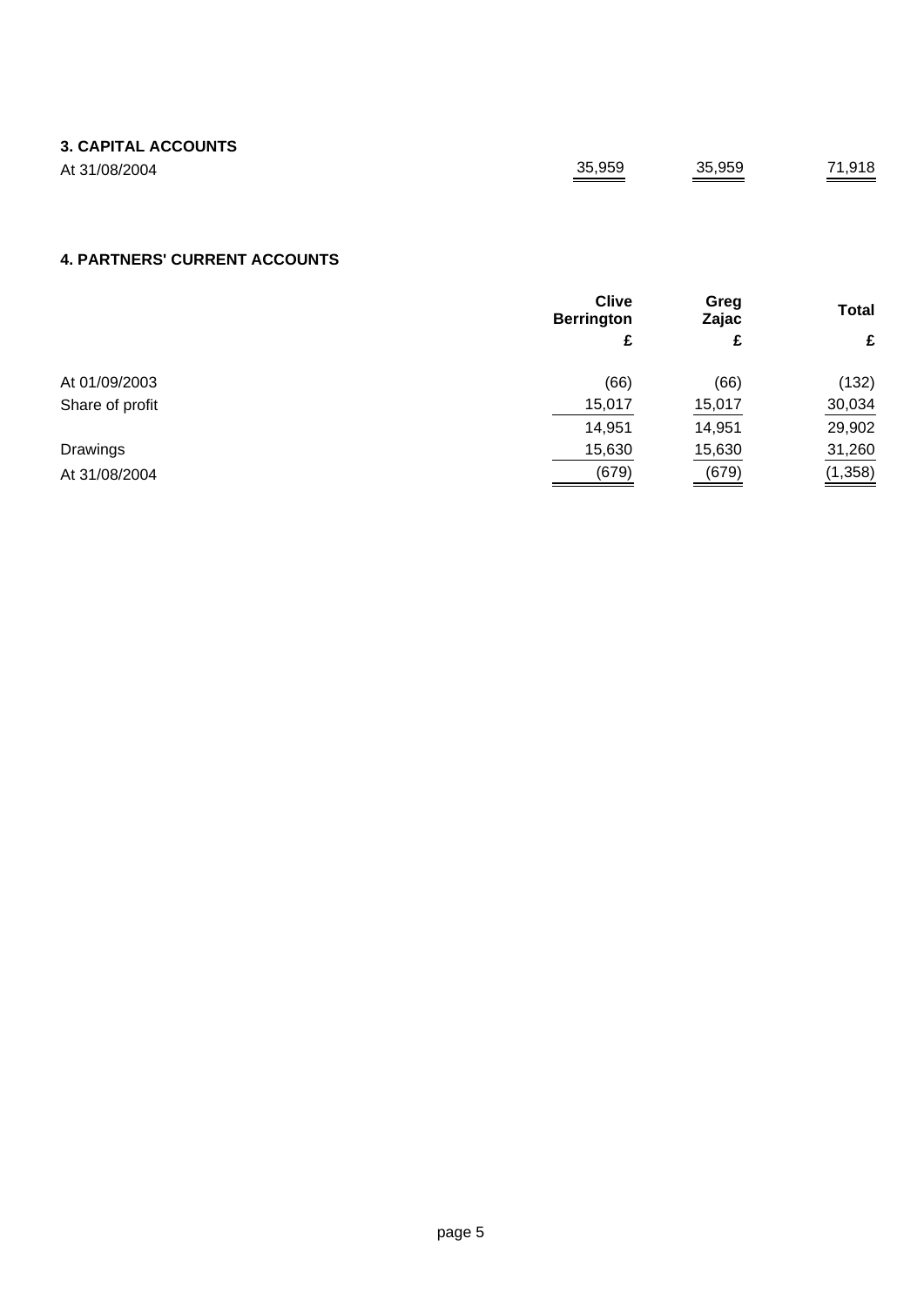### 3. CAPITAL ACCOUNTS

| | | | |
|---|---|---|---|
| At 31/08/2004 | 35,959 | 35,959 | 71,918 |

### 4. PARTNERS' CURRENT ACCOUNTS

| | Clive Berrington | Greg Zajac | Total |
|---|---|---|---|
| | £ | £ | £ |
| At 01/09/2003 | (66) | (66) | (132) |
| Share of profit | 15,017 | 15,017 | 30,034 |
| | 14,951 | 14,951 | 29,902 |
| Drawings | 15,630 | 15,630 | 31,260 |
| At 31/08/2004 | (679) | (679) | (1,358) |